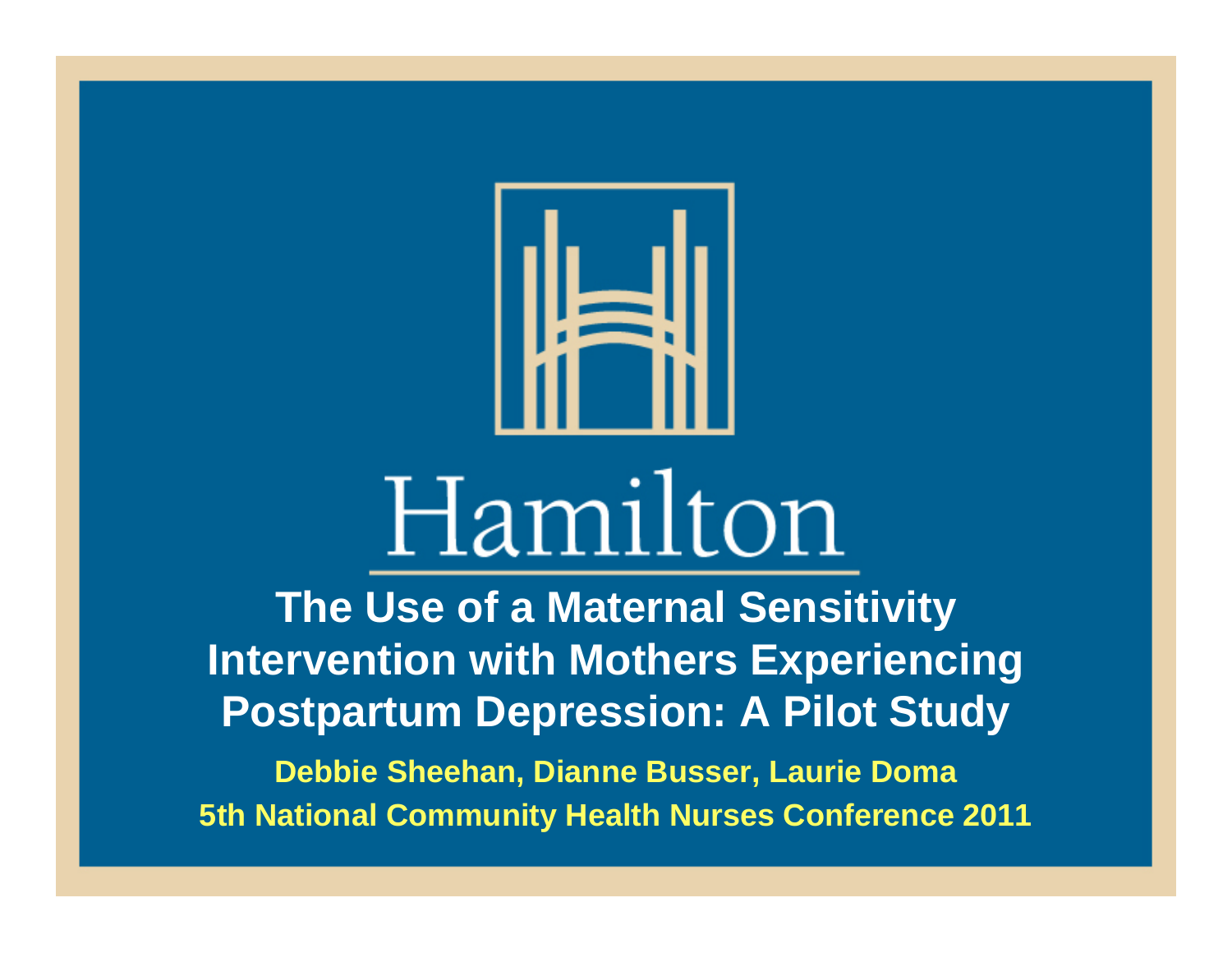Hamilton

# The Use of a Maternal Sensitivity Intervention with Mothers Experiencing Postpartum Depression: A Pilot Study

**Debbie Sheehan, Dianne Busser, Laurie Doma**

**5th National Community Health Nurses Conference 2011**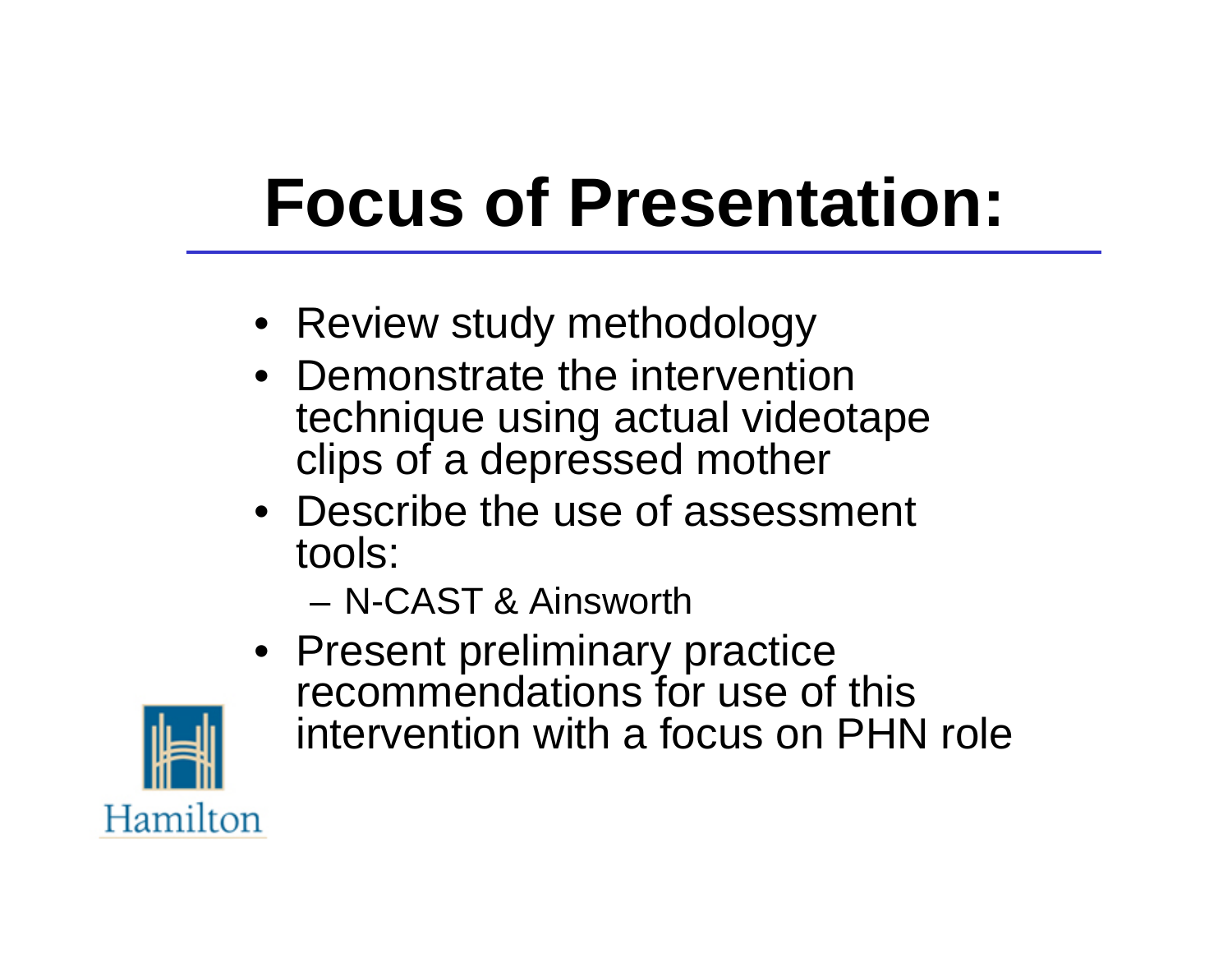# Focus of Presentation:

- Review study methodology
- Demonstrate the intervention technique using actual videotape clips of a depressed mother
- Describe the use of assessment tools:
  - N-CAST & Ainsworth
- Present preliminary practice recommendations for use of this intervention with a focus on PHN role

Hamilton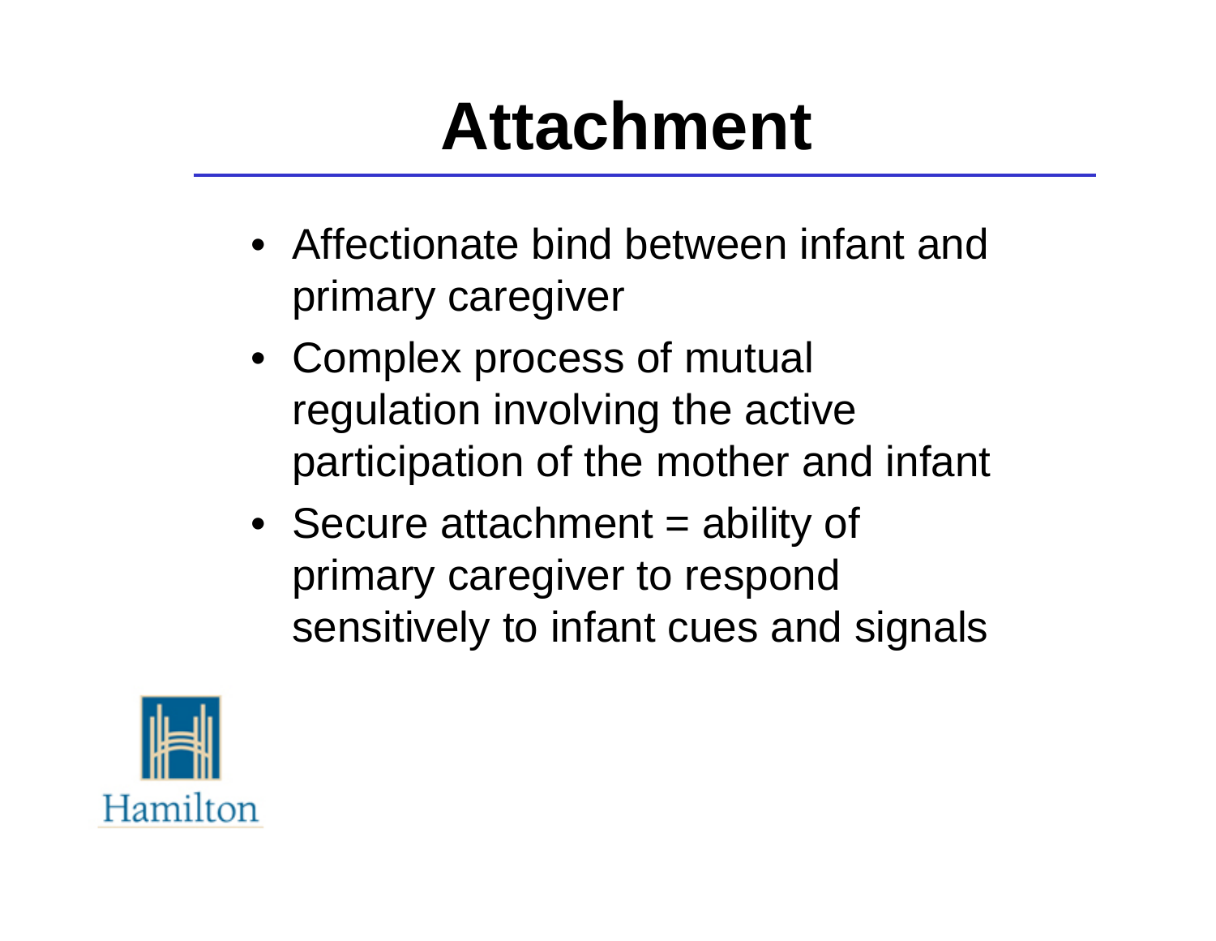# Attachment

- Affectionate bind between infant and primary caregiver
- Complex process of mutual regulation involving the active participation of the mother and infant
- Secure attachment = ability of primary caregiver to respond sensitively to infant cues and signals

Hamilton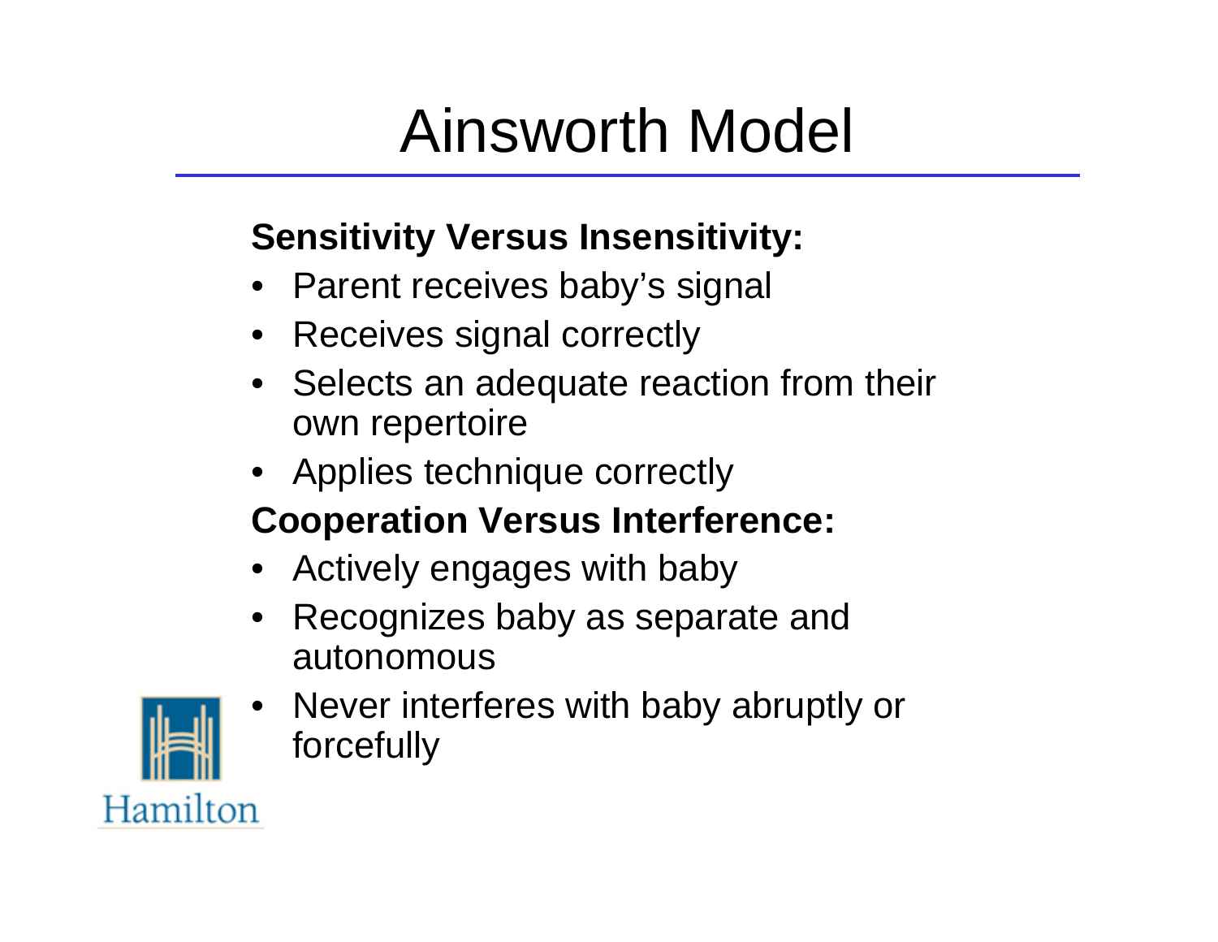# Ainsworth Model

**Sensitivity Versus Insensitivity:**

- Parent receives baby's signal
- Receives signal correctly
- Selects an adequate reaction from their own repertoire
- Applies technique correctly

**Cooperation Versus Interference:**

- Actively engages with baby
- Recognizes baby as separate and autonomous
- Never interferes with baby abruptly or forcefully

Hamilton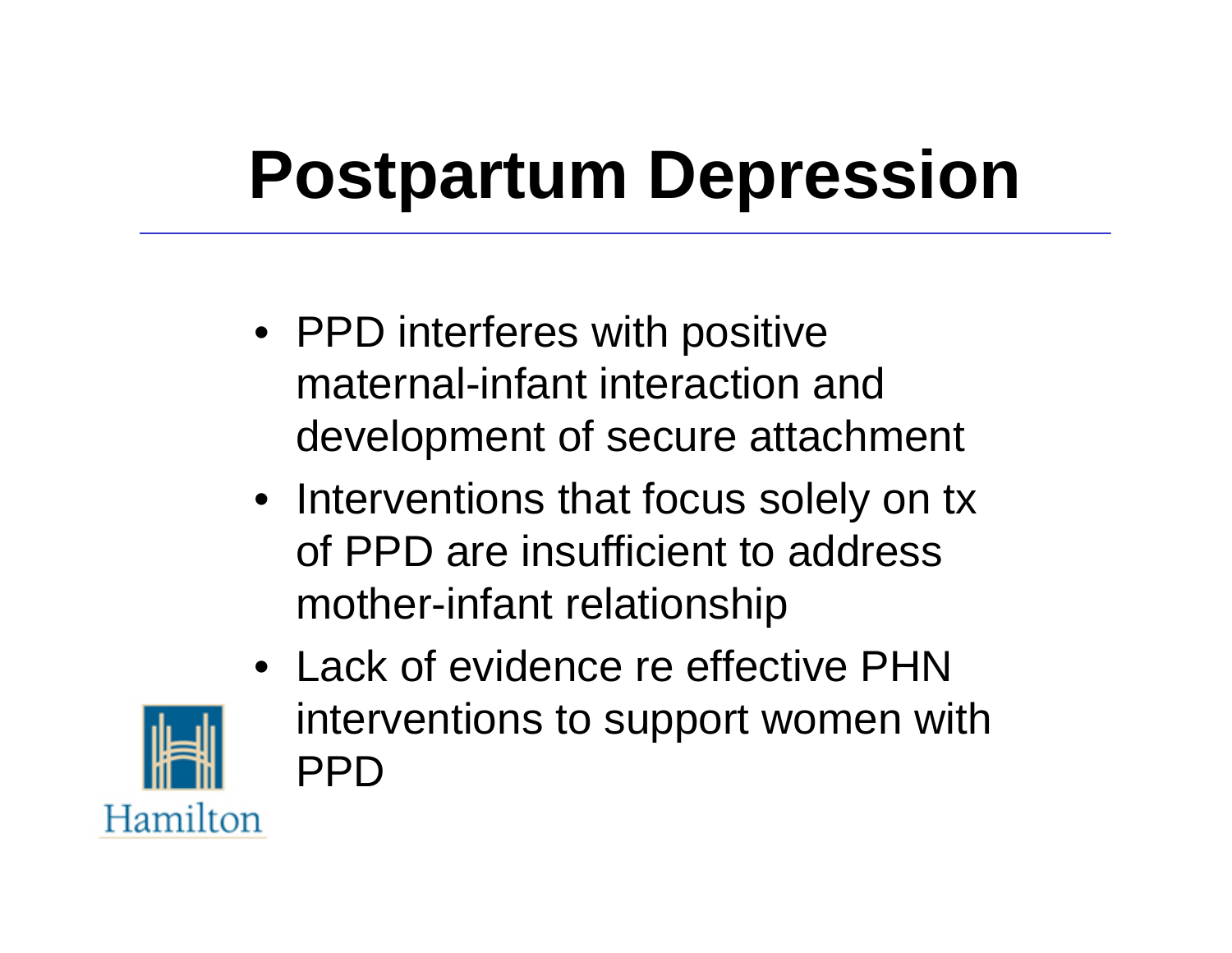# Postpartum Depression

- PPD interferes with positive maternal-infant interaction and development of secure attachment
- Interventions that focus solely on tx of PPD are insufficient to address mother-infant relationship
- Lack of evidence re effective PHN interventions to support women with PPD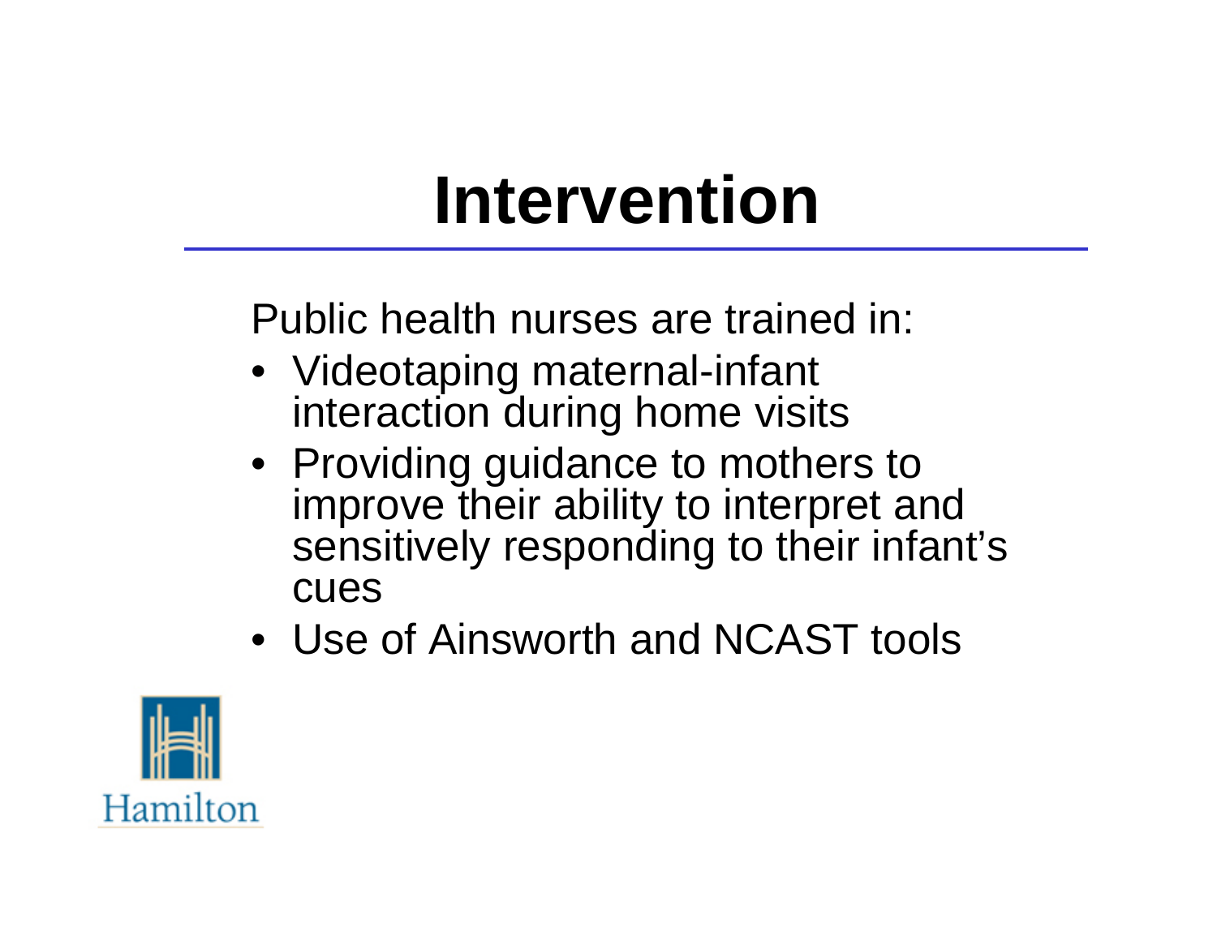# Intervention

Public health nurses are trained in:

- Videotaping maternal-infant interaction during home visits
- Providing guidance to mothers to improve their ability to interpret and sensitively responding to their infant's cues
- Use of Ainsworth and NCAST tools

Hamilton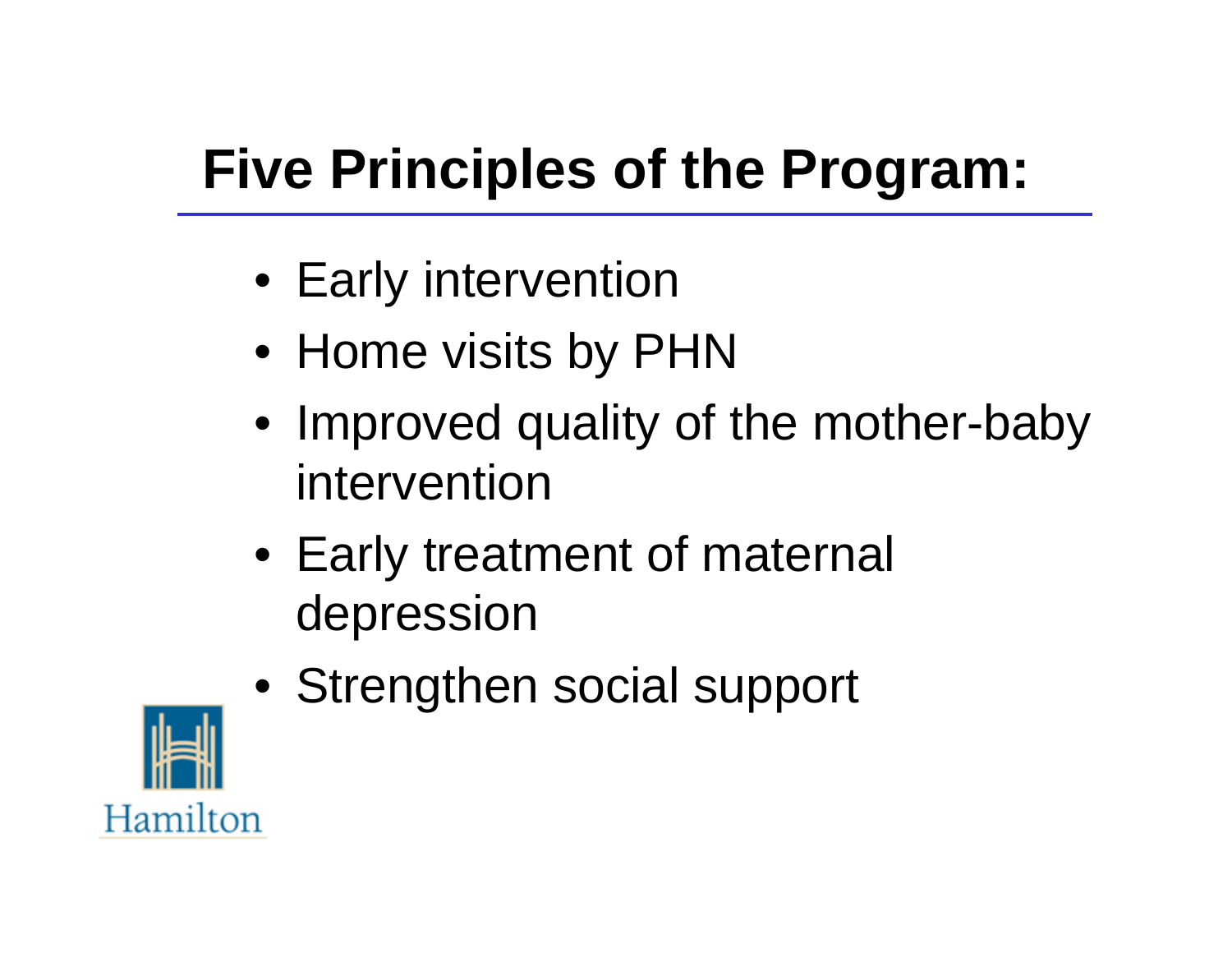# Five Principles of the Program:

- Early intervention
- Home visits by PHN
- Improved quality of the mother-baby intervention
- Early treatment of maternal depression
- Strengthen social support

Hamilton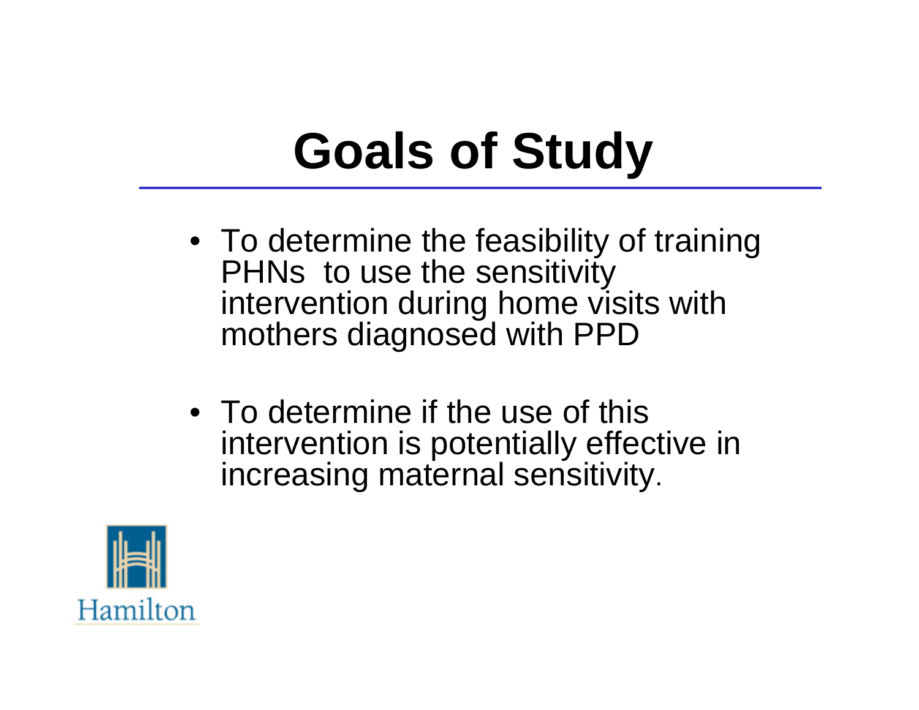# Goals of Study

- To determine the feasibility of training PHNs to use the sensitivity intervention during home visits with mothers diagnosed with PPD
- To determine if the use of this intervention is potentially effective in increasing maternal sensitivity.

Hamilton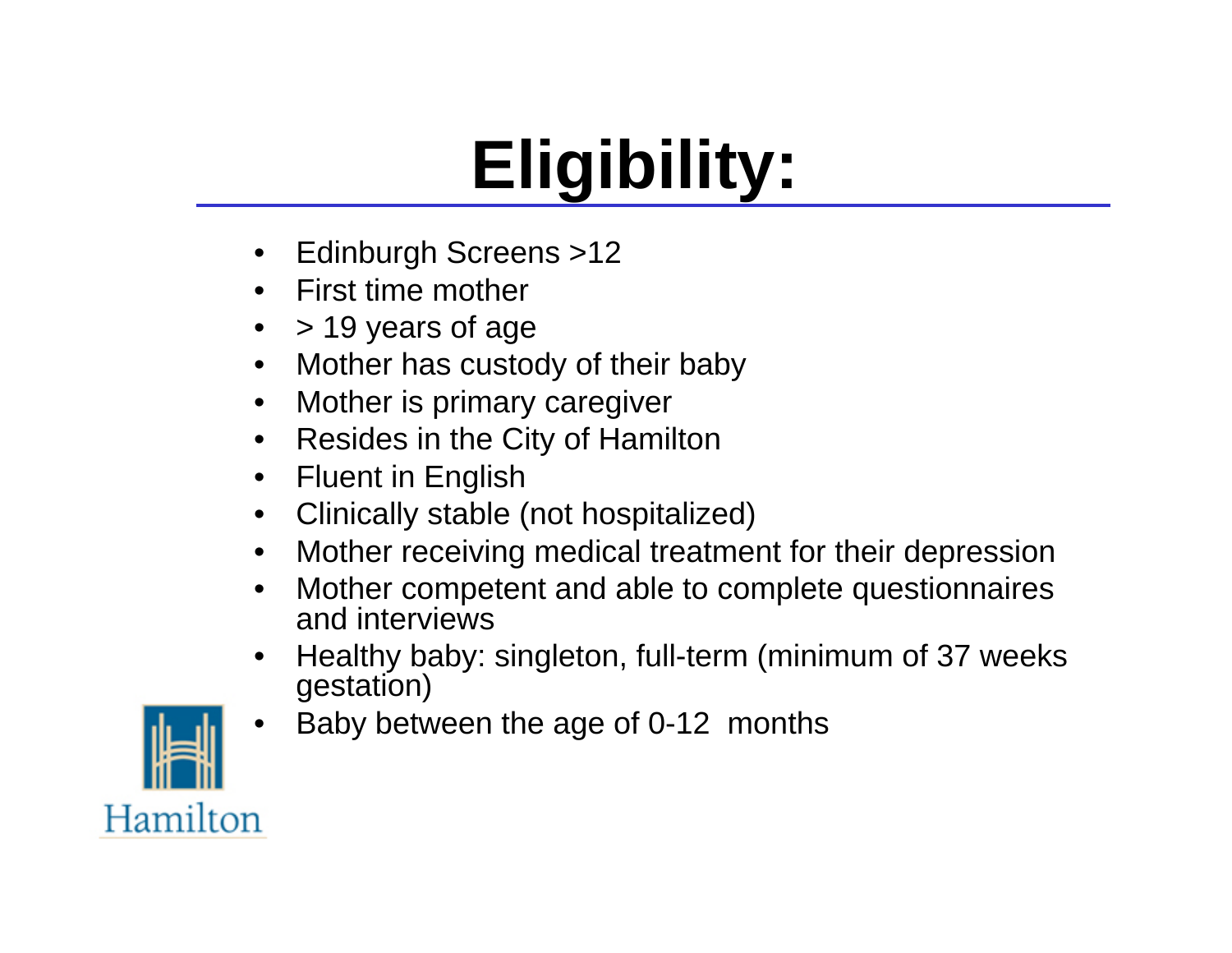# Eligibility:

- Edinburgh Screens >12
- First time mother
- > 19 years of age
- Mother has custody of their baby
- Mother is primary caregiver
- Resides in the City of Hamilton
- Fluent in English
- Clinically stable (not hospitalized)
- Mother receiving medical treatment for their depression
- Mother competent and able to complete questionnaires and interviews
- Healthy baby: singleton, full-term (minimum of 37 weeks gestation)
- Baby between the age of 0-12 months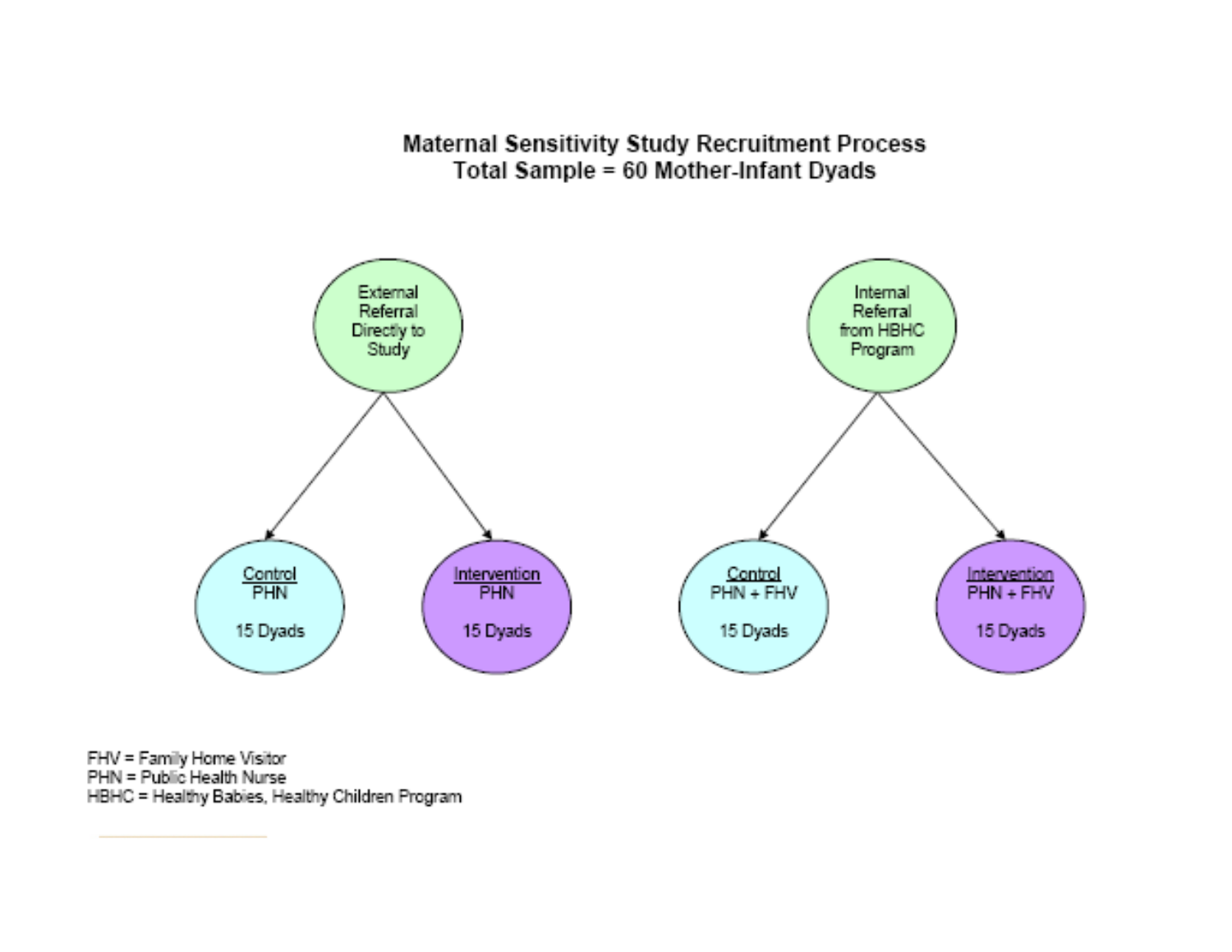## Maternal Sensitivity Study Recruitment Process
## Total Sample = 60 Mother-Infant Dyads

- External Referral Directly to Study
  - Control: PHN — 15 Dyads
  - Intervention: PHN — 15 Dyads
- Internal Referral from HBHC Program
  - Control: PHN + FHV — 15 Dyads
  - Intervention: PHN + FHV — 15 Dyads

FHV = Family Home Visitor
PHN = Public Health Nurse
HBHC = Healthy Babies, Healthy Children Program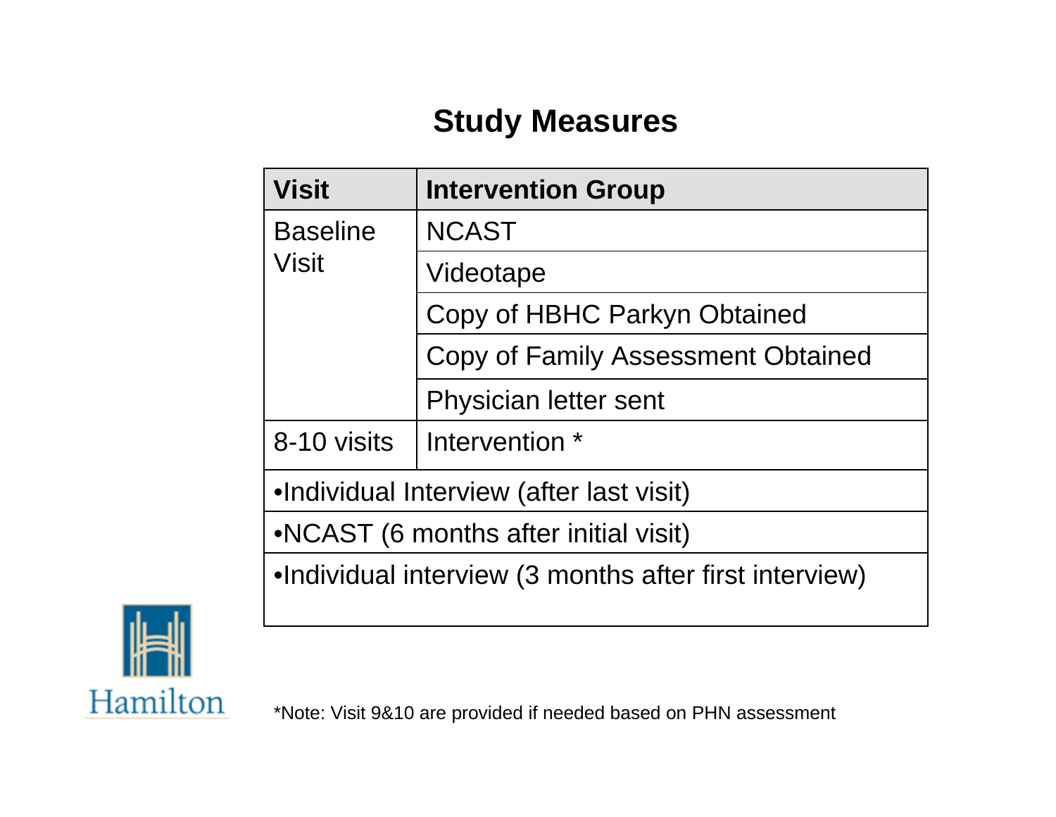# Study Measures

| Visit | Intervention Group |
|---|---|
| Baseline Visit | NCAST |
| | Videotape |
| | Copy of HBHC Parkyn Obtained |
| | Copy of Family Assessment Obtained |
| | Physician letter sent |
| 8-10 visits | Intervention * |
| •Individual Interview (after last visit) | |
| •NCAST (6 months after initial visit) | |
| •Individual interview (3 months after first interview) | |

Hamilton

*Note: Visit 9&10 are provided if needed based on PHN assessment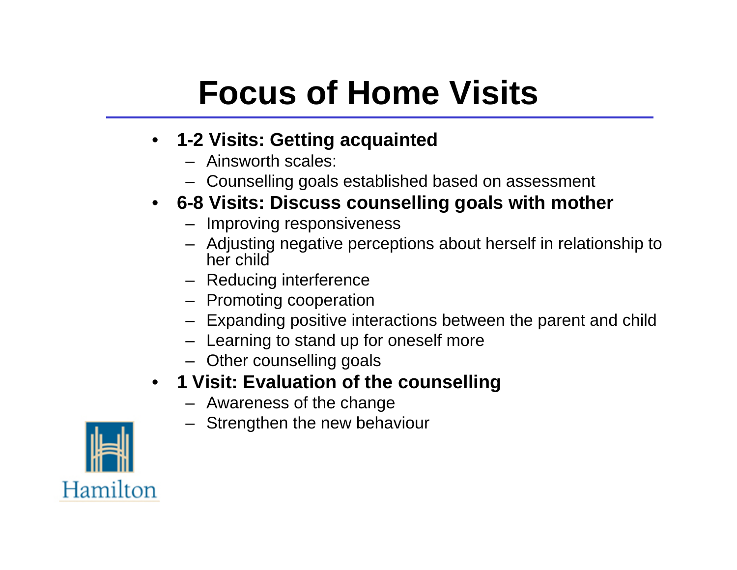# Focus of Home Visits

- **1-2 Visits: Getting acquainted**
  - Ainsworth scales:
  - Counselling goals established based on assessment
- **6-8 Visits: Discuss counselling goals with mother**
  - Improving responsiveness
  - Adjusting negative perceptions about herself in relationship to her child
  - Reducing interference
  - Promoting cooperation
  - Expanding positive interactions between the parent and child
  - Learning to stand up for oneself more
  - Other counselling goals
- **1 Visit: Evaluation of the counselling**
  - Awareness of the change
  - Strengthen the new behaviour

Hamilton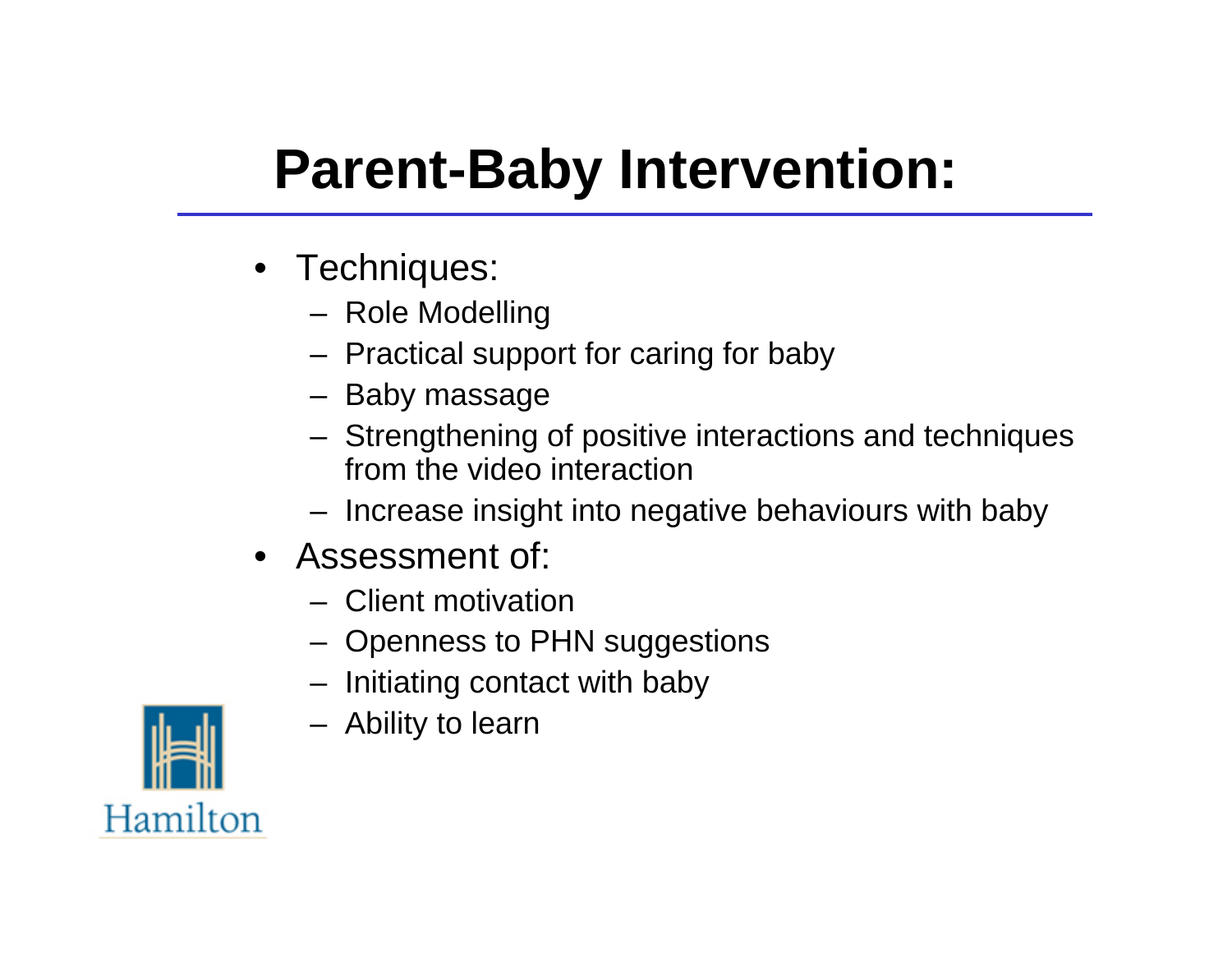# Parent-Baby Intervention:

- Techniques:
  - Role Modelling
  - Practical support for caring for baby
  - Baby massage
  - Strengthening of positive interactions and techniques from the video interaction
  - Increase insight into negative behaviours with baby
- Assessment of:
  - Client motivation
  - Openness to PHN suggestions
  - Initiating contact with baby
  - Ability to learn

Hamilton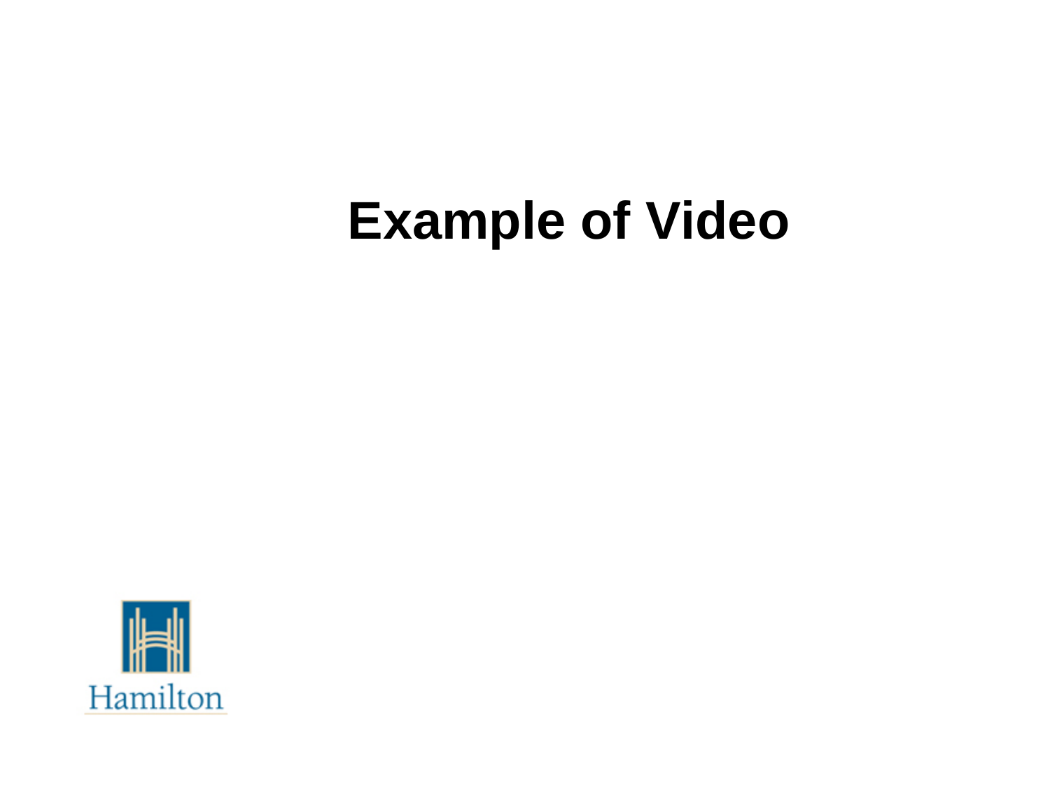# Example of Video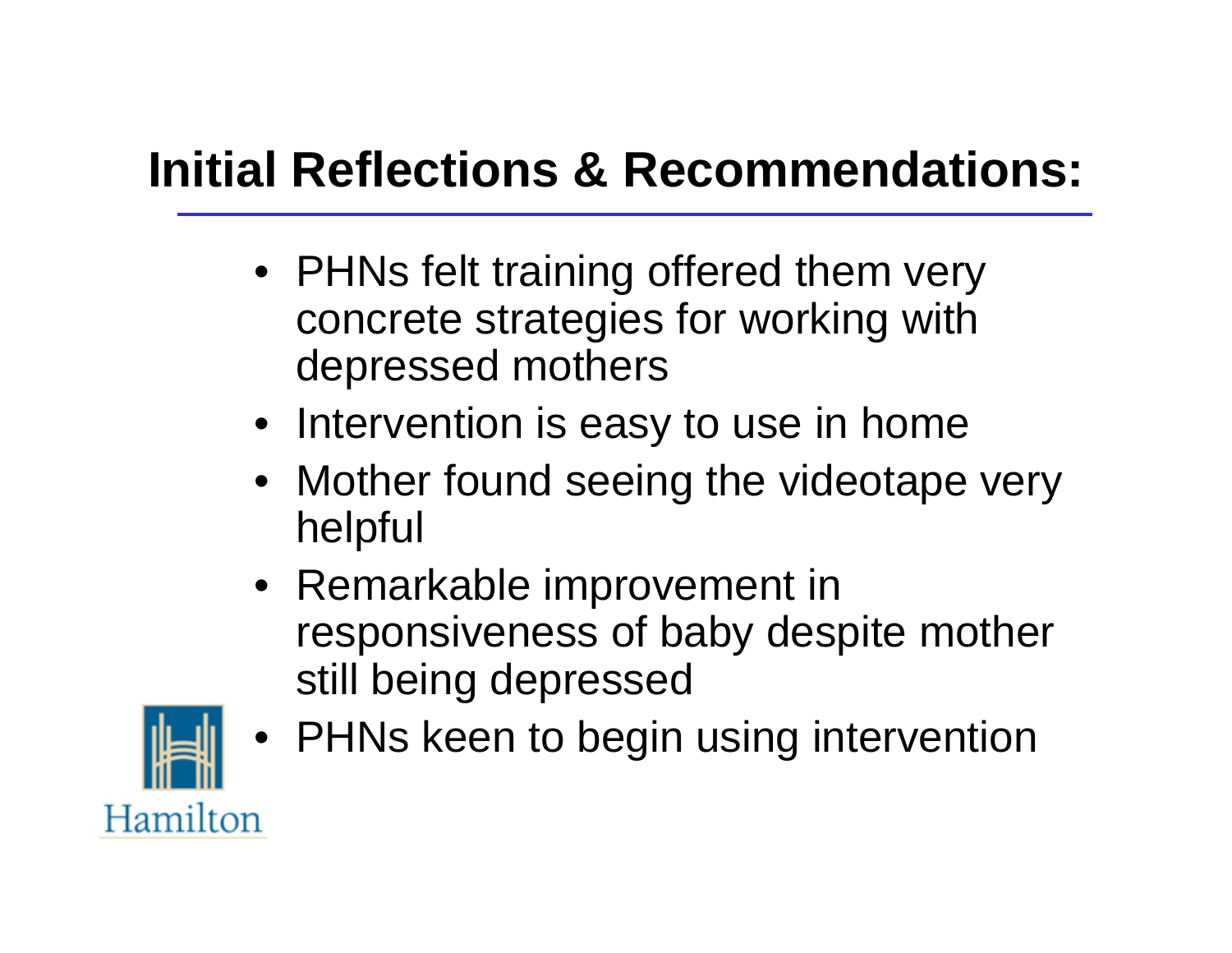# Initial Reflections & Recommendations:

- PHNs felt training offered them very concrete strategies for working with depressed mothers
- Intervention is easy to use in home
- Mother found seeing the videotape very helpful
- Remarkable improvement in responsiveness of baby despite mother still being depressed
- PHNs keen to begin using intervention

Hamilton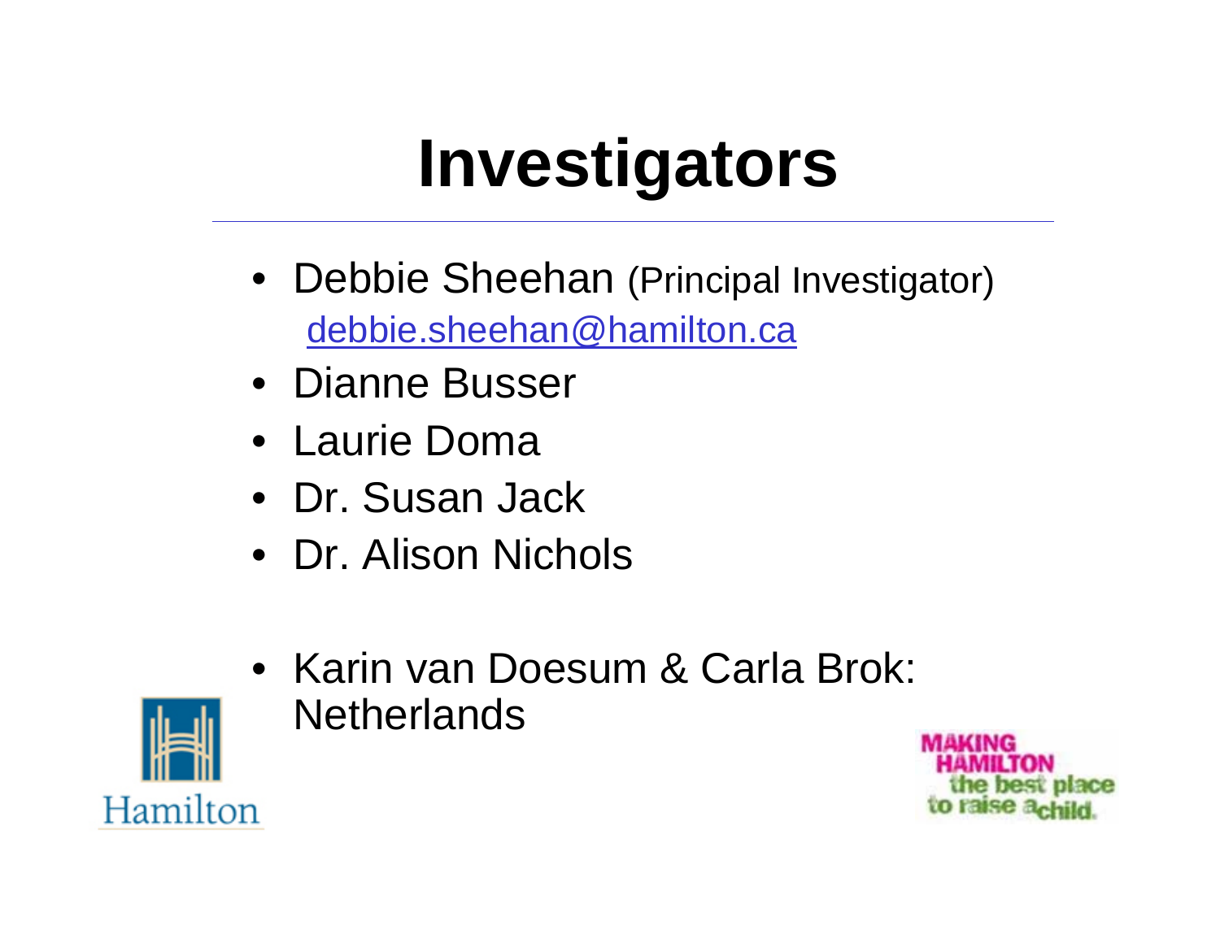# Investigators

- Debbie Sheehan (Principal Investigator)
  debbie.sheehan@hamilton.ca
- Dianne Busser
- Laurie Doma
- Dr. Susan Jack
- Dr. Alison Nichols
- Karin van Doesum & Carla Brok: Netherlands

Hamilton

MAKING HAMILTON the best place to raise a child.